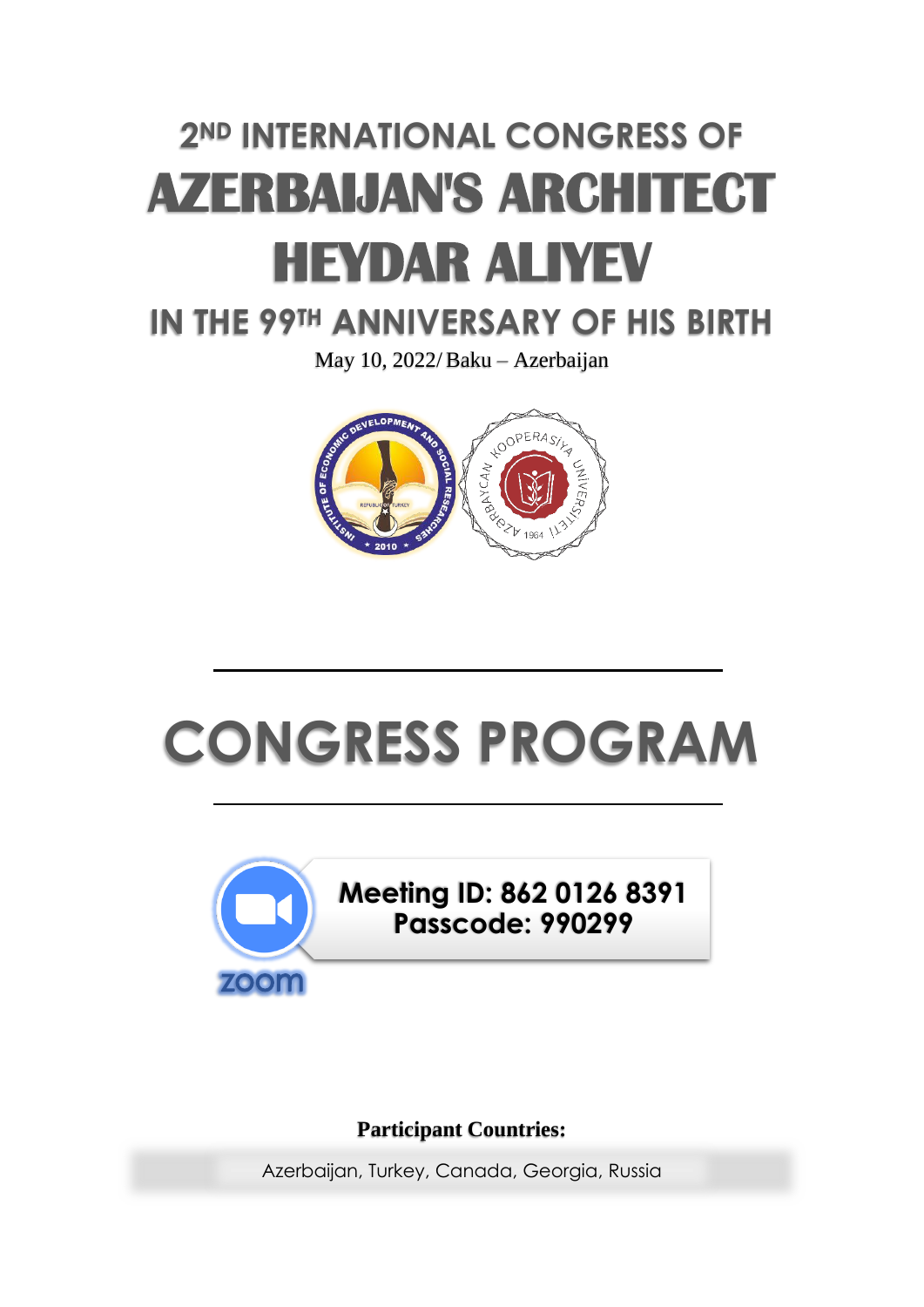# 2ND INTERNATIONAL CONGRESS OF AZERBAIJAN'S ARCHITECT HEYDAR ALIYEV IN THE 99TH ANNIVERSARY OF HIS BIRTH

May 10, 2022/ Baku – Azerbaijan

---

# CONGRESS PROGRAM

---

**Meeting ID: 862 0126 8391**
**Passcode: 990299**

zoom

**Participant Countries:**

Azerbaijan, Turkey, Canada, Georgia, Russia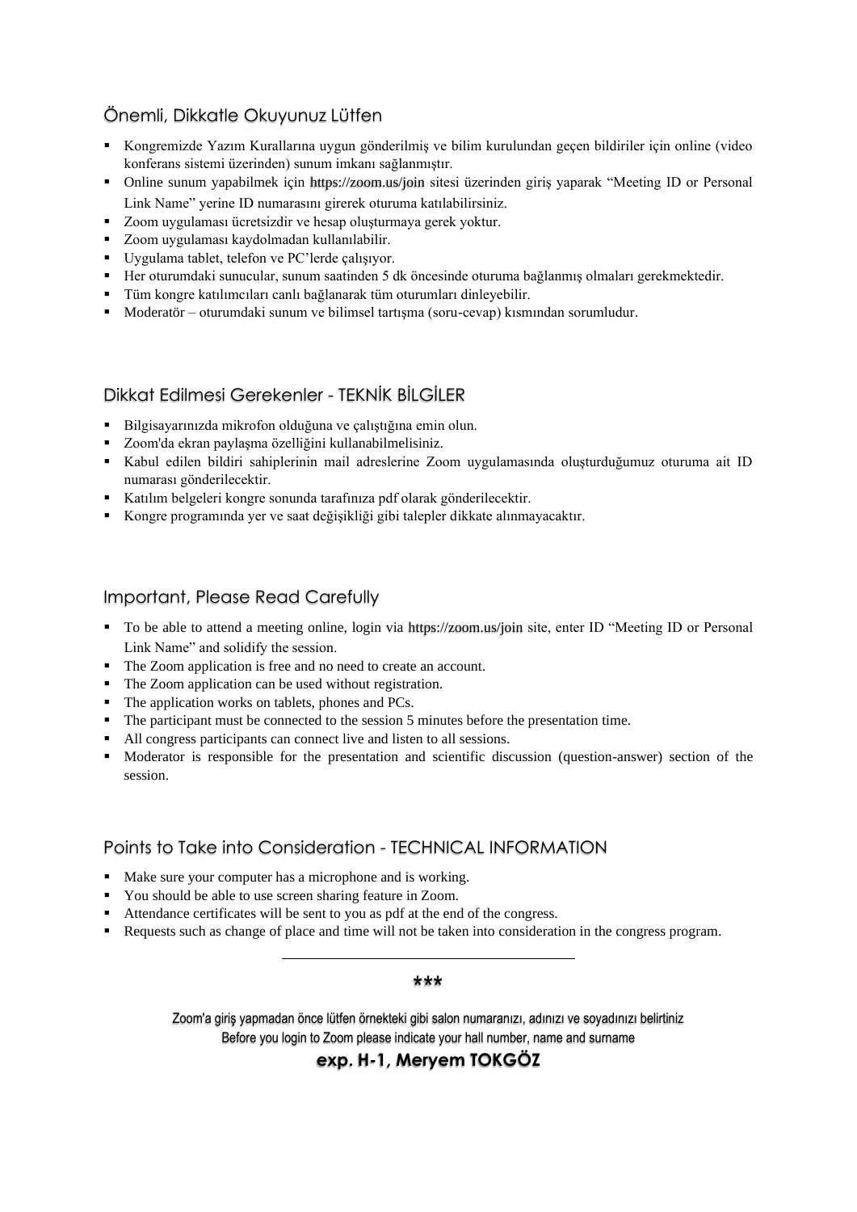## Önemli, Dikkatle Okuyunuz Lütfen

- Kongremizde Yazım Kurallarına uygun gönderilmiş ve bilim kurulundan geçen bildiriler için online (video konferans sistemi üzerinden) sunum imkanı sağlanmıştır.
- Online sunum yapabilmek için https://zoom.us/join sitesi üzerinden giriş yaparak "Meeting ID or Personal Link Name" yerine ID numarasını girerek oturuma katılabilirsiniz.
- Zoom uygulaması ücretsizdir ve hesap oluşturmaya gerek yoktur.
- Zoom uygulaması kaydolmadan kullanılabilir.
- Uygulama tablet, telefon ve PC'lerde çalışıyor.
- Her oturumdaki sunucular, sunum saatinden 5 dk öncesinde oturuma bağlanmış olmaları gerekmektedir.
- Tüm kongre katılımcıları canlı bağlanarak tüm oturumları dinleyebilir.
- Moderatör – oturumdaki sunum ve bilimsel tartışma (soru-cevap) kısmından sorumludur.

## Dikkat Edilmesi Gerekenler - TEKNİK BİLGİLER

- Bilgisayarınızda mikrofon olduğuna ve çalıştığına emin olun.
- Zoom'da ekran paylaşma özelliğini kullanabilmelisiniz.
- Kabul edilen bildiri sahiplerinin mail adreslerine Zoom uygulamasında oluşturduğumuz oturuma ait ID numarası gönderilecektir.
- Katılım belgeleri kongre sonunda tarafınıza pdf olarak gönderilecektir.
- Kongre programında yer ve saat değişikliği gibi talepler dikkate alınmayacaktır.

## Important, Please Read Carefully

- To be able to attend a meeting online, login via https://zoom.us/join site, enter ID "Meeting ID or Personal Link Name" and solidify the session.
- The Zoom application is free and no need to create an account.
- The Zoom application can be used without registration.
- The application works on tablets, phones and PCs.
- The participant must be connected to the session 5 minutes before the presentation time.
- All congress participants can connect live and listen to all sessions.
- Moderator is responsible for the presentation and scientific discussion (question-answer) section of the session.

## Points to Take into Consideration - TECHNICAL INFORMATION

- Make sure your computer has a microphone and is working.
- You should be able to use screen sharing feature in Zoom.
- Attendance certificates will be sent to you as pdf at the end of the congress.
- Requests such as change of place and time will not be taken into consideration in the congress program.

---

***

Zoom'a giriş yapmadan önce lütfen örnekteki gibi salon numaranızı, adınızı ve soyadınızı belirtiniz

Before you login to Zoom please indicate your hall number, name and surname

**exp. H-1, Meryem TOKGÖZ**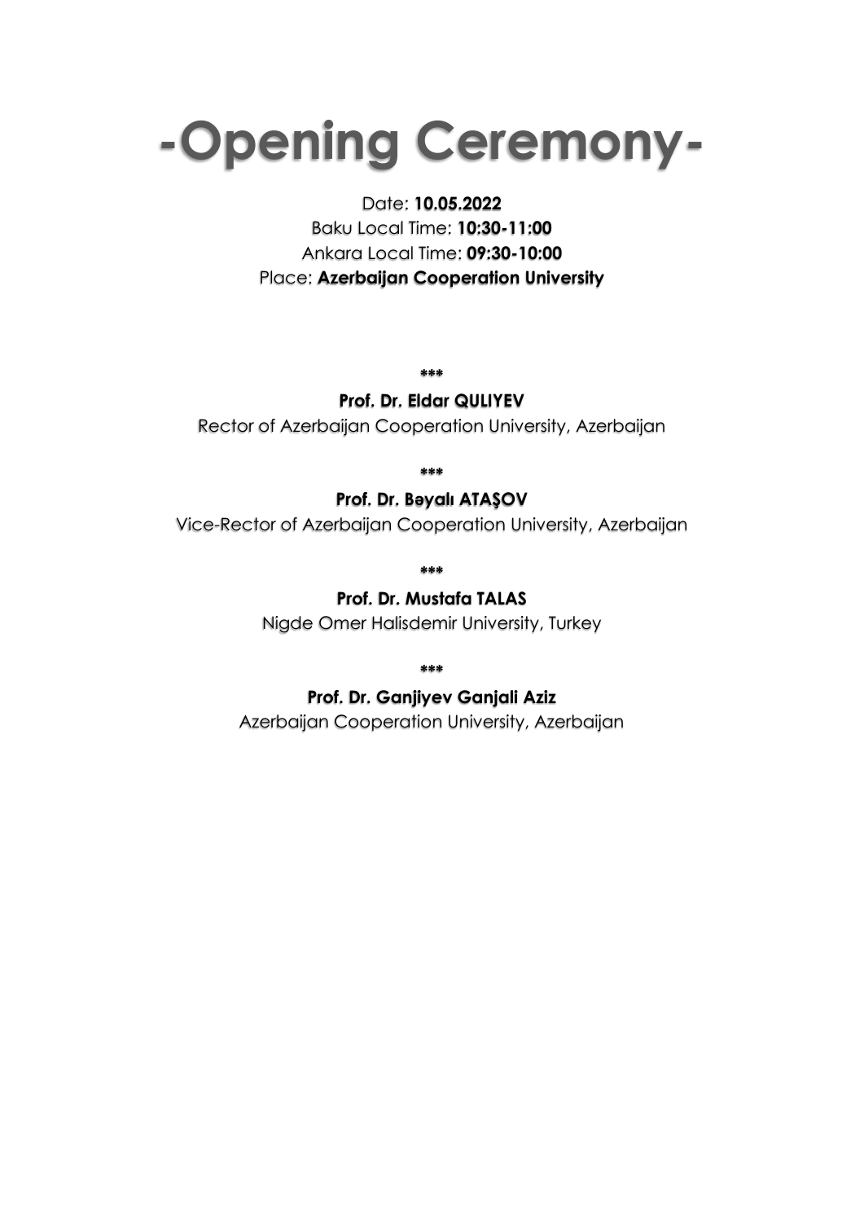# -Opening Ceremony-

Date: **10.05.2022**
Baku Local Time: **10:30-11:00**
Ankara Local Time: **09:30-10:00**
Place: **Azerbaijan Cooperation University**

***

**Prof. Dr. Eldar QULIYEV**
Rector of Azerbaijan Cooperation University, Azerbaijan

***

**Prof. Dr. Bəyalı ATAŞOV**
Vice-Rector of Azerbaijan Cooperation University, Azerbaijan

***

**Prof. Dr. Mustafa TALAS**
Nigde Omer Halisdemir University, Turkey

***

**Prof. Dr. Ganjiyev Ganjali Aziz**
Azerbaijan Cooperation University, Azerbaijan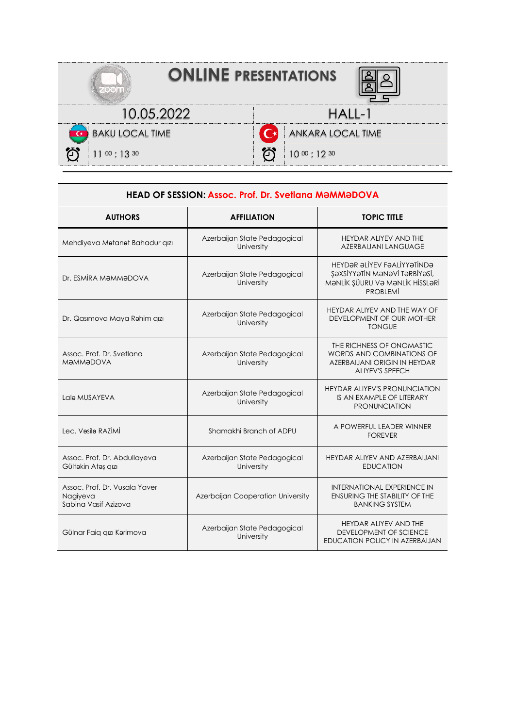# ONLINE PRESENTATIONS

| 10.05.2022 | HALL-1 |
| --- | --- |
| BAKU LOCAL TIME | ANKARA LOCAL TIME |
| 11 00 : 13 30 | 10 00 : 12 30 |

**HEAD OF SESSION: Assoc. Prof. Dr. Svetlana MƏMMƏDOVA**

| AUTHORS | AFFILIATION | TOPIC TITLE |
| --- | --- | --- |
| Mehdiyeva Mətanət Bahadur qızı | Azerbaijan State Pedagogical University | HEYDAR ALIYEV AND THE AZERBAIJANI LANGUAGE |
| Dr. ESMİRA MƏMMƏDOVA | Azerbaijan State Pedagogical University | HEYDƏR ƏLİYEV FƏALİYYƏTİNDƏ ŞƏXSİYYƏTİN MƏNƏVİ TƏRBİYƏSİ, MƏNLİK ŞÜURU VƏ MƏNLİK HİSSLƏRİ PROBLEMİ |
| Dr. Qasımova Maya Rəhim qızı | Azerbaijan State Pedagogical University | HEYDAR ALIYEV AND THE WAY OF DEVELOPMENT OF OUR MOTHER TONGUE |
| Assoc. Prof. Dr. Svetlana MƏMMƏDOVA | Azerbaijan State Pedagogical University | THE RICHNESS OF ONOMASTIC WORDS AND COMBINATIONS OF AZERBAIJANI ORIGIN IN HEYDAR ALIYEV'S SPEECH |
| Lalə MUSAYEVA | Azerbaijan State Pedagogical University | HEYDAR ALIYEV'S PRONUNCIATION IS AN EXAMPLE OF LITERARY PRONUNCIATION |
| Lec. Vəsilə RAZİMİ | Shamakhi Branch of ADPU | A POWERFUL LEADER WINNER FOREVER |
| Assoc. Prof. Dr. Abdullayeva Gültəkin Ateş qızı | Azerbaijan State Pedagogical University | HEYDAR ALIYEV AND AZERBAIJANI EDUCATION |
| Assoc. Prof. Dr. Vusala Yaver Nagiyeva<br>Sabina Vasif Azizova | Azerbaijan Cooperation University | INTERNATIONAL EXPERIENCE IN ENSURING THE STABILITY OF THE BANKING SYSTEM |
| Gülnar Faiq qızı Kərimova | Azerbaijan State Pedagogical University | HEYDAR ALIYEV AND THE DEVELOPMENT OF SCIENCE EDUCATION POLICY IN AZERBAIJAN |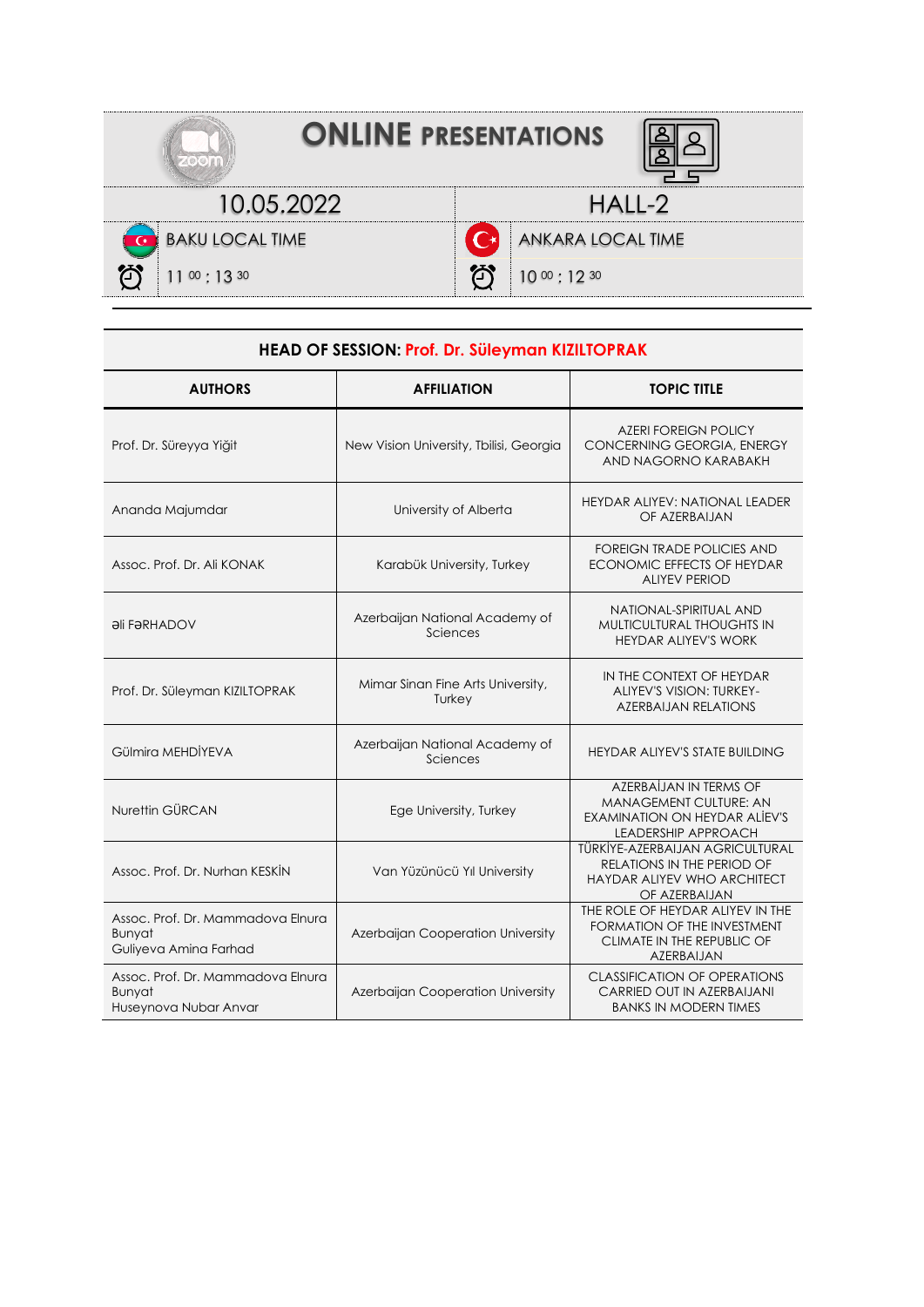# ONLINE PRESENTATIONS

| 10.05.2022 | HALL-2 |
| --- | --- |
| BAKU LOCAL TIME | ANKARA LOCAL TIME |
| 11 00 : 13 30 | 10 00 : 12 30 |

**HEAD OF SESSION: Prof. Dr. Süleyman KIZILTOPRAK**

| AUTHORS | AFFILIATION | TOPIC TITLE |
| --- | --- | --- |
| Prof. Dr. Süreyya Yiğit | New Vision University, Tbilisi, Georgia | AZERI FOREIGN POLICY CONCERNING GEORGIA, ENERGY AND NAGORNO KARABAKH |
| Ananda Majumdar | University of Alberta | HEYDAR ALIYEV: NATIONAL LEADER OF AZERBAIJAN |
| Assoc. Prof. Dr. Ali KONAK | Karabük University, Turkey | FOREIGN TRADE POLICIES AND ECONOMIC EFFECTS OF HEYDAR ALIYEV PERIOD |
| əli FəRHADOV | Azerbaijan National Academy of Sciences | NATIONAL-SPIRITUAL AND MULTICULTURAL THOUGHTS IN HEYDAR ALIYEV'S WORK |
| Prof. Dr. Süleyman KIZILTOPRAK | Mimar Sinan Fine Arts University, Turkey | IN THE CONTEXT OF HEYDAR ALIYEV'S VISION: TURKEY-AZERBAIJAN RELATIONS |
| Gülmira MEHDİYEVA | Azerbaijan National Academy of Sciences | HEYDAR ALIYEV'S STATE BUILDING |
| Nurettin GÜRCAN | Ege University, Turkey | AZERBAİJAN IN TERMS OF MANAGEMENT CULTURE: AN EXAMINATION ON HEYDAR ALİEV'S LEADERSHIP APPROACH |
| Assoc. Prof. Dr. Nurhan KESKİN | Van Yüzünücü Yıl University | TÜRKİYE-AZERBAIJAN AGRICULTURAL RELATIONS IN THE PERIOD OF HAYDAR ALIYEV WHO ARCHITECT OF AZERBAIJAN |
| Assoc. Prof. Dr. Mammadova Elnura Bunyat<br>Guliyeva Amina Farhad | Azerbaijan Cooperation University | THE ROLE OF HEYDAR ALIYEV IN THE FORMATION OF THE INVESTMENT CLIMATE IN THE REPUBLIC OF AZERBAIJAN |
| Assoc. Prof. Dr. Mammadova Elnura Bunyat<br>Huseynova Nubar Anvar | Azerbaijan Cooperation University | CLASSIFICATION OF OPERATIONS CARRIED OUT IN AZERBAIJANI BANKS IN MODERN TIMES |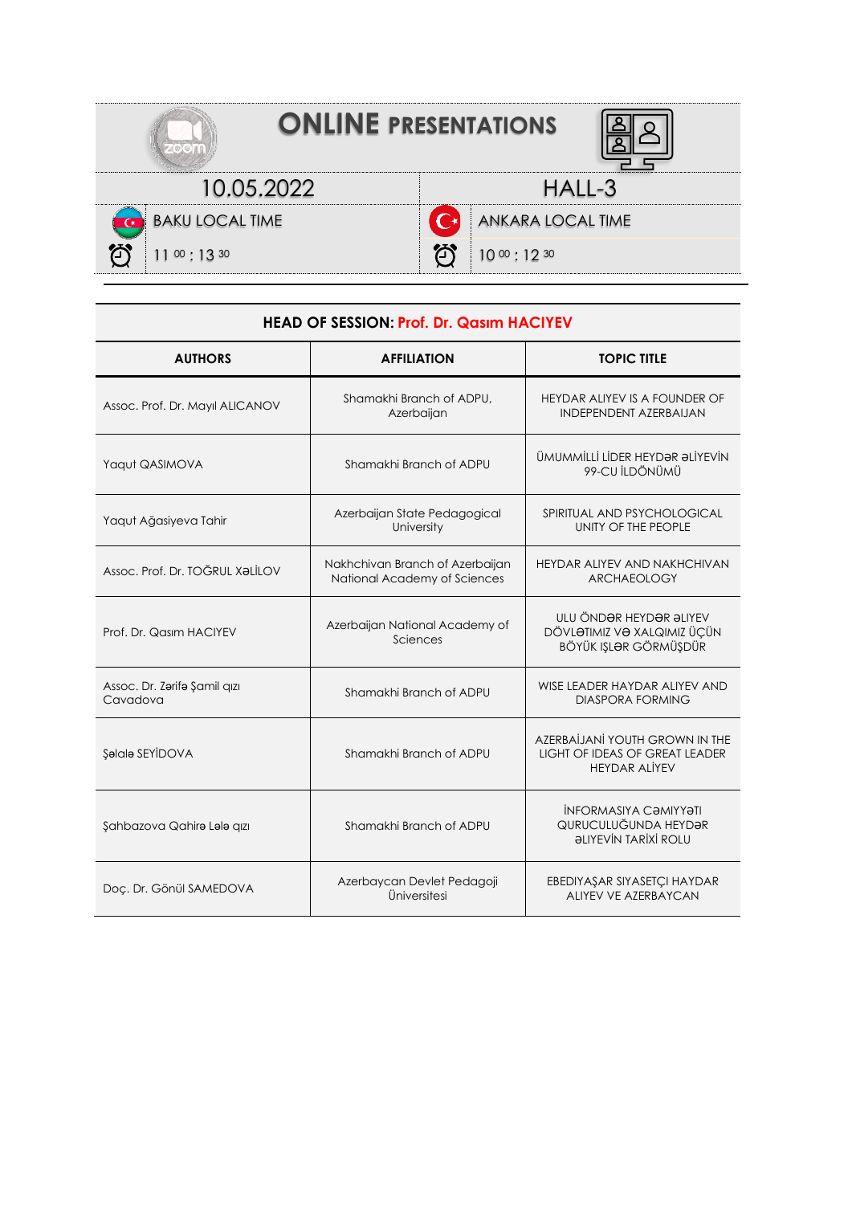# ONLINE PRESENTATIONS

| 10.05.2022 | HALL-3 |
|---|---|
| BAKU LOCAL TIME | ANKARA LOCAL TIME |
| 11 00 : 13 30 | 10 00 : 12 30 |

**HEAD OF SESSION: Prof. Dr. Qasım HACIYEV**

| AUTHORS | AFFILIATION | TOPIC TITLE |
|---|---|---|
| Assoc. Prof. Dr. Mayıl ALICANOV | Shamakhi Branch of ADPU, Azerbaijan | HEYDAR ALIYEV IS A FOUNDER OF INDEPENDENT AZERBAIJAN |
| Yaqut QASIMOVA | Shamakhi Branch of ADPU | ÜMUMMİLLİ LİDER HEYDƏR ƏLİYEVİN 99-CU İLDÖNÜMÜ |
| Yaqut Ağasiyeva Tahir | Azerbaijan State Pedagogical University | SPIRITUAL AND PSYCHOLOGICAL UNITY OF THE PEOPLE |
| Assoc. Prof. Dr. TOĞRUL XƏLİLOV | Nakhchivan Branch of Azerbaijan National Academy of Sciences | HEYDAR ALIYEV AND NAKHCHIVAN ARCHAEOLOGY |
| Prof. Dr. Qasım HACIYEV | Azerbaijan National Academy of Sciences | ULU ÖNDƏR HEYDƏR ƏLIYEV DÖVLƏTIMIZ VƏ XALQIMIZ ÜÇÜN BÖYÜK IŞLƏR GÖRMÜŞDÜR |
| Assoc. Dr. Zərifə Şamil qızı Cavadova | Shamakhi Branch of ADPU | WISE LEADER HAYDAR ALIYEV AND DIASPORA FORMING |
| Şəlalə SEYİDOVA | Shamakhi Branch of ADPU | AZERBAİJANİ YOUTH GROWN IN THE LIGHT OF IDEAS OF GREAT LEADER HEYDAR ALİYEV |
| Şahbazova Qahirə Lələ qızı | Shamakhi Branch of ADPU | İNFORMASIYA CƏMIYYƏTI QURUCULUĞUNDA HEYDƏR ƏLIYEVİN TARİXİ ROLU |
| Doç. Dr. Gönül SAMEDOVA | Azerbaycan Devlet Pedagoji Üniversitesi | EBEDIYAŞAR SIYASETÇI HAYDAR ALIYEV VE AZERBAYCAN |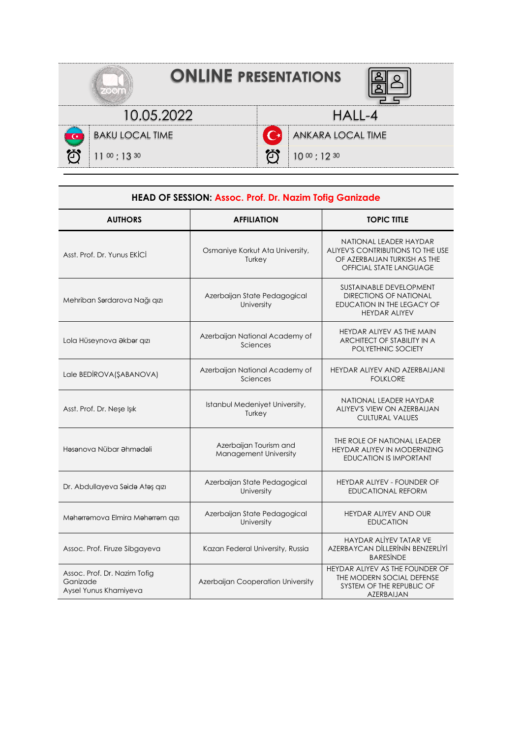# ONLINE PRESENTATIONS

| 10.05.2022 | | HALL-4 | |
|---|---|---|---|
| | BAKU LOCAL TIME | | ANKARA LOCAL TIME |
| | $11^{00}$ : $13^{30}$ | | $10^{00}$ : $12^{30}$ |

**HEAD OF SESSION: Assoc. Prof. Dr. Nazim Tofig Ganizade**

| AUTHORS | AFFILIATION | TOPIC TITLE |
|---|---|---|
| Asst. Prof. Dr. Yunus EKİCİ | Osmaniye Korkut Ata University, Turkey | NATIONAL LEADER HAYDAR ALIYEV'S CONTRIBUTIONS TO THE USE OF AZERBAIJAN TURKISH AS THE OFFICIAL STATE LANGUAGE |
| Mehriban Sərdarova Nağı qızı | Azerbaijan State Pedagogical University | SUSTAINABLE DEVELOPMENT DIRECTIONS OF NATIONAL EDUCATION IN THE LEGACY OF HEYDAR ALIYEV |
| Lola Hüseynova əkbər qızı | Azerbaijan National Academy of Sciences | HEYDAR ALIYEV AS THE MAIN ARCHITECT OF STABILITY IN A POLYETHNIC SOCIETY |
| Lale BEDİROVA(ŞABANOVA) | Azerbaijan National Academy of Sciences | HEYDAR ALIYEV AND AZERBAIJANI FOLKLORE |
| Asst. Prof. Dr. Neşe Işık | Istanbul Medeniyet University, Turkey | NATIONAL LEADER HAYDAR ALIYEV'S VIEW ON AZERBAIJAN CULTURAL VALUES |
| Həsənova Nübar əhmədəli | Azerbaijan Tourism and Management University | THE ROLE OF NATIONAL LEADER HEYDAR ALIYEV IN MODERNIZING EDUCATION IS IMPORTANT |
| Dr. Abdullayeva Səidə Ateş qızı | Azerbaijan State Pedagogical University | HEYDAR ALIYEV - FOUNDER OF EDUCATIONAL REFORM |
| Məhərrəmova Elmira Məhərrəm qızı | Azerbaijan State Pedagogical University | HEYDAR ALIYEV AND OUR EDUCATION |
| Assoc. Prof. Firuze Sibgayeva | Kazan Federal University, Russia | HAYDAR ALİYEV TATAR VE AZERBAYCAN DİLLERİNİN BENZERLİYİ BARESİNDE |
| Assoc. Prof. Dr. Nazim Tofig Ganizade<br>Aysel Yunus Khamiyeva | Azerbaijan Cooperation University | HEYDAR ALIYEV AS THE FOUNDER OF THE MODERN SOCIAL DEFENSE SYSTEM OF THE REPUBLIC OF AZERBAIJAN |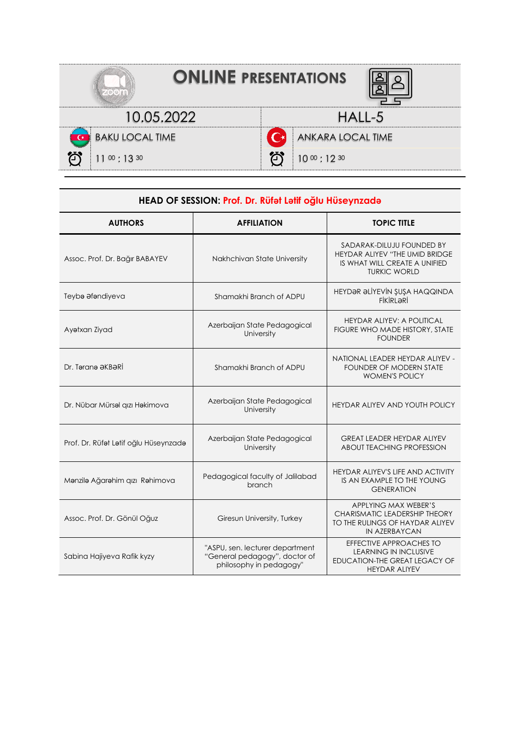# ONLINE PRESENTATIONS

| 10.05.2022 | HALL-5 |
|---|---|
| BAKU LOCAL TIME | ANKARA LOCAL TIME |
| 11 00 : 13 30 | 10 00 : 12 30 |

**HEAD OF SESSION: Prof. Dr. Rüfət Lətif oğlu Hüseynzadə**

| AUTHORS | AFFILIATION | TOPIC TITLE |
|---|---|---|
| Assoc. Prof. Dr. Bağır BABAYEV | Nakhchivan State University | SADARAK-DILUJU FOUNDED BY HEYDAR ALIYEV "THE UMID BRIDGE IS WHAT WILL CREATE A UNIFIED TURKIC WORLD |
| Teybə əfəndiyeva | Shamakhi Branch of ADPU | HEYDƏR ƏLİYEVİN ŞUŞA HAQQINDA FİKİRLƏRİ |
| Ayətxan Ziyad | Azerbaijan State Pedagogical University | HEYDAR ALIYEV: A POLITICAL FIGURE WHO MADE HISTORY, STATE FOUNDER |
| Dr. Təranə ƏKBƏRİ | Shamakhi Branch of ADPU | NATIONAL LEADER HEYDAR ALIYEV - FOUNDER OF MODERN STATE WOMEN'S POLICY |
| Dr. Nübar Mürsəl qızı Həkimova | Azerbaijan State Pedagogical University | HEYDAR ALIYEV AND YOUTH POLICY |
| Prof. Dr. Rüfət Lətif oğlu Hüseynzadə | Azerbaijan State Pedagogical University | GREAT LEADER HEYDAR ALIYEV ABOUT TEACHING PROFESSION |
| Mənzilə Ağarəhim qızı Rəhimova | Pedagogical faculty of Jalilabad branch | HEYDAR ALIYEV'S LIFE AND ACTIVITY IS AN EXAMPLE TO THE YOUNG GENERATION |
| Assoc. Prof. Dr. Gönül Oğuz | Giresun University, Turkey | APPLYING MAX WEBER'S CHARISMATIC LEADERSHIP THEORY TO THE RULINGS OF HAYDAR ALIYEV IN AZERBAYCAN |
| Sabina Hajiyeva Rafik kyzy | "ASPU, sen. lecturer department "General pedagogy", doctor of philosophy in pedagogy" | EFFECTIVE APPROACHES TO LEARNING IN INCLUSIVE EDUCATION-THE GREAT LEGACY OF HEYDAR ALIYEV |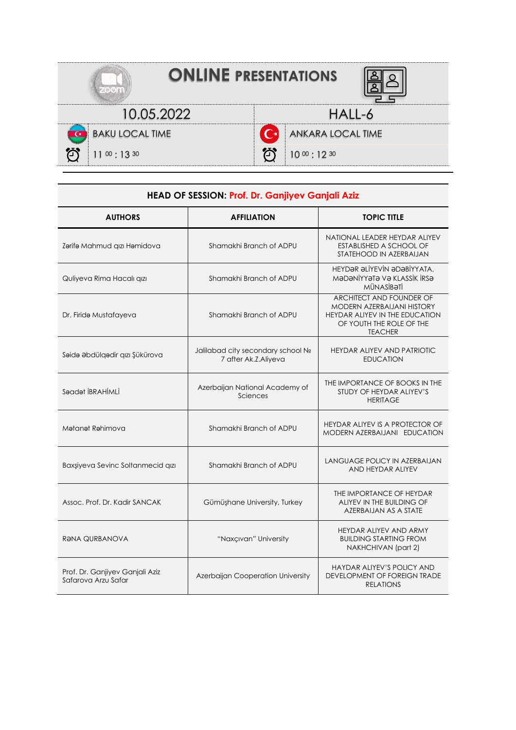# ONLINE PRESENTATIONS

| 10.05.2022 | HALL-6 |
|---|---|
| BAKU LOCAL TIME | ANKARA LOCAL TIME |
| 11 00 : 13 30 | 10 00 : 12 30 |

**HEAD OF SESSION:** Prof. Dr. Ganjiyev Ganjali Aziz

| AUTHORS | AFFILIATION | TOPIC TITLE |
|---|---|---|
| Zərifə Mahmud qızı Həmidova | Shamakhi Branch of ADPU | NATIONAL LEADER HEYDAR ALIYEV ESTABLISHED A SCHOOL OF STATEHOOD IN AZERBAIJAN |
| Quliyeva Rima Hacalı qızı | Shamakhi Branch of ADPU | HEYDƏR ƏLİYEVİN ƏDƏBİYYATA, MƏDƏNİYYƏTƏ VƏ KLASSİK İRSƏ MÜNASİBƏTİ |
| Dr. Firidə Mustafayeva | Shamakhi Branch of ADPU | ARCHITECT AND FOUNDER OF MODERN AZERBAIJANI HISTORY HEYDAR ALIYEV IN THE EDUCATION OF YOUTH THE ROLE OF THE TEACHER |
| Səidə Əbdülqədir qızı Şükürova | Jalilabad city secondary school № 7 after Ak.Z.Aliyeva | HEYDAR ALIYEV AND PATRIOTIC EDUCATION |
| Səadət İBRAHİMLİ | Azerbaijan National Academy of Sciences | THE IMPORTANCE OF BOOKS IN THE STUDY OF HEYDAR ALIYEV'S HERITAGE |
| Mətanət Rəhimova | Shamakhi Branch of ADPU | HEYDAR ALIYEV IS A PROTECTOR OF MODERN AZERBAIJANI EDUCATION |
| Baxşiyeva Sevinc Soltanmecid qızı | Shamakhi Branch of ADPU | LANGUAGE POLICY IN AZERBAIJAN AND HEYDAR ALIYEV |
| Assoc. Prof. Dr. Kadir SANCAK | Gümüşhane University, Turkey | THE IMPORTANCE OF HEYDAR ALIYEV IN THE BUILDING OF AZERBAIJAN AS A STATE |
| RƏNA QURBANOVA | "Naxçıvan" University | HEYDAR ALIYEV AND ARMY BUILDING STARTING FROM NAKHCHIVAN (part 2) |
| Prof. Dr. Ganjiyev Ganjali Aziz<br>Safarova Arzu Safar | Azerbaijan Cooperation University | HAYDAR ALIYEV'S POLICY AND DEVELOPMENT OF FOREIGN TRADE RELATIONS |